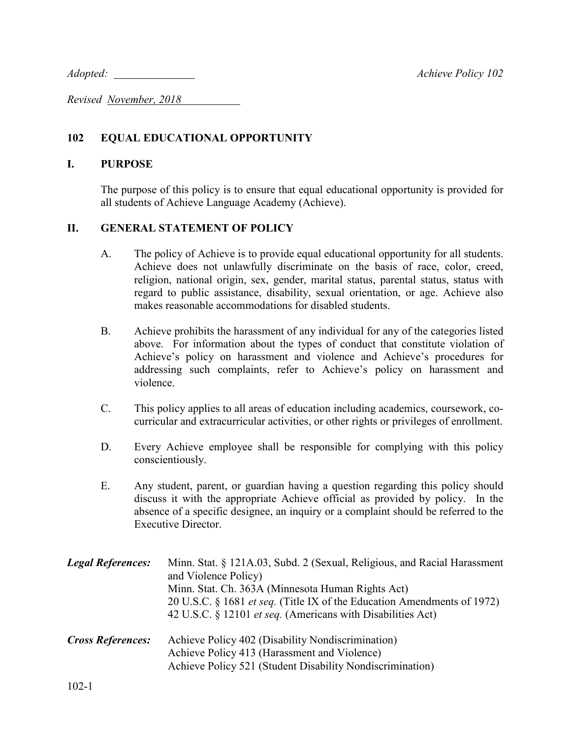*Adopted:* \_\_\_\_\_\_\_\_\_\_\_\_\_\_ *Achieve Policy 102*

*Revised November, 2018*

## 102 EQUAL EDUCATIONAL OPPORTUNITY

### I. PURPOSE

The purpose of this policy is to ensure that equal educational opportunity is provided for all students of Achieve Language Academy (Achieve).

### II. GENERAL STATEMENT OF POLICY

A. The policy of Achieve is to provide equal educational opportunity for all students. Achieve does not unlawfully discriminate on the basis of race, color, creed, religion, national origin, sex, gender, marital status, parental status, status with regard to public assistance, disability, sexual orientation, or age. Achieve also makes reasonable accommodations for disabled students.

B. Achieve prohibits the harassment of any individual for any of the categories listed above. For information about the types of conduct that constitute violation of Achieve's policy on harassment and violence and Achieve's procedures for addressing such complaints, refer to Achieve's policy on harassment and violence.

C. This policy applies to all areas of education including academics, coursework, co-curricular and extracurricular activities, or other rights or privileges of enrollment.

D. Every Achieve employee shall be responsible for complying with this policy conscientiously.

E. Any student, parent, or guardian having a question regarding this policy should discuss it with the appropriate Achieve official as provided by policy. In the absence of a specific designee, an inquiry or a complaint should be referred to the Executive Director.

***Legal References:***
Minn. Stat. § 121A.03, Subd. 2 (Sexual, Religious, and Racial Harassment and Violence Policy)
Minn. Stat. Ch. 363A (Minnesota Human Rights Act)
20 U.S.C. § 1681 *et seq.* (Title IX of the Education Amendments of 1972)
42 U.S.C. § 12101 *et seq.* (Americans with Disabilities Act)

***Cross References:***
Achieve Policy 402 (Disability Nondiscrimination)
Achieve Policy 413 (Harassment and Violence)
Achieve Policy 521 (Student Disability Nondiscrimination)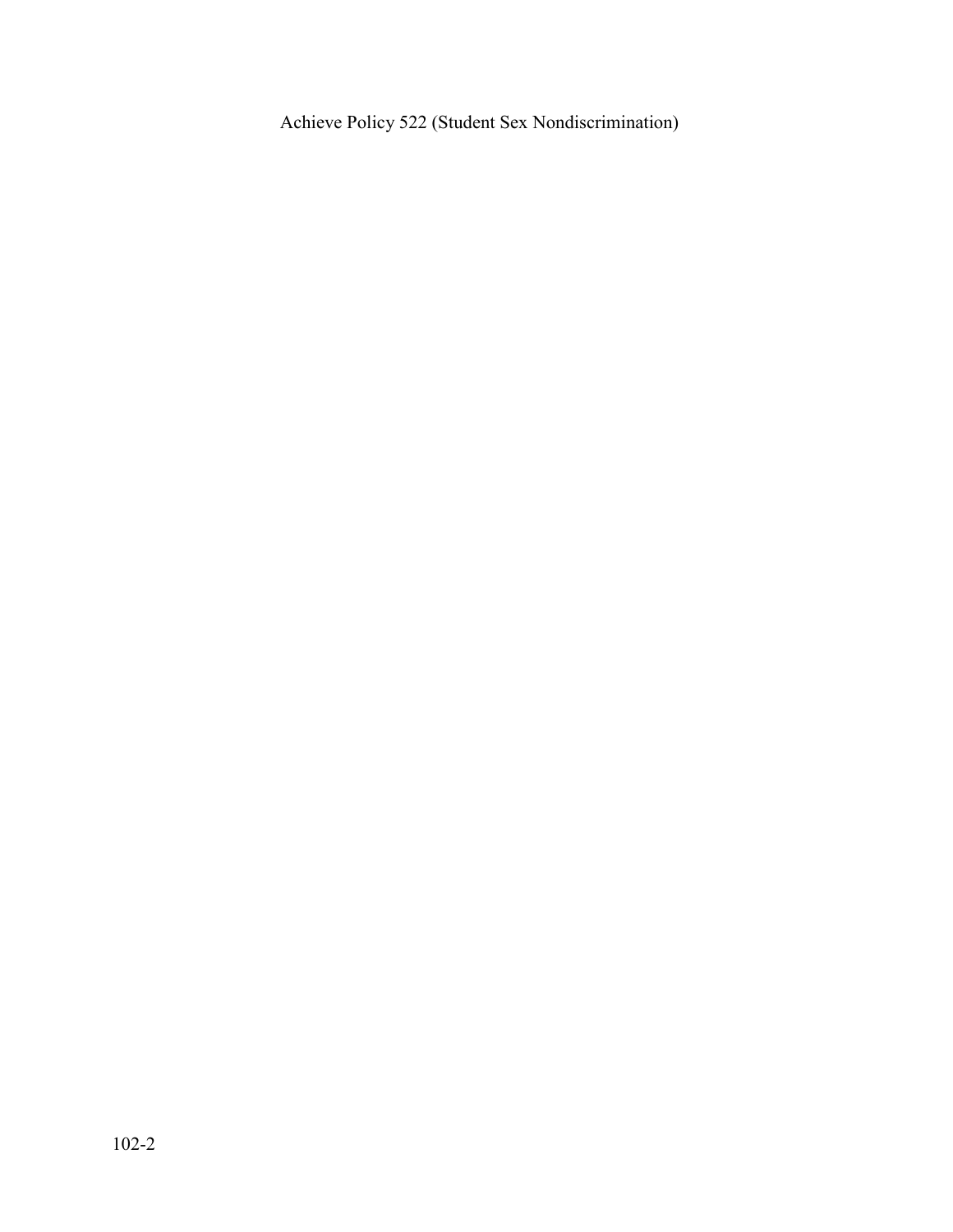Achieve Policy 522 (Student Sex Nondiscrimination)